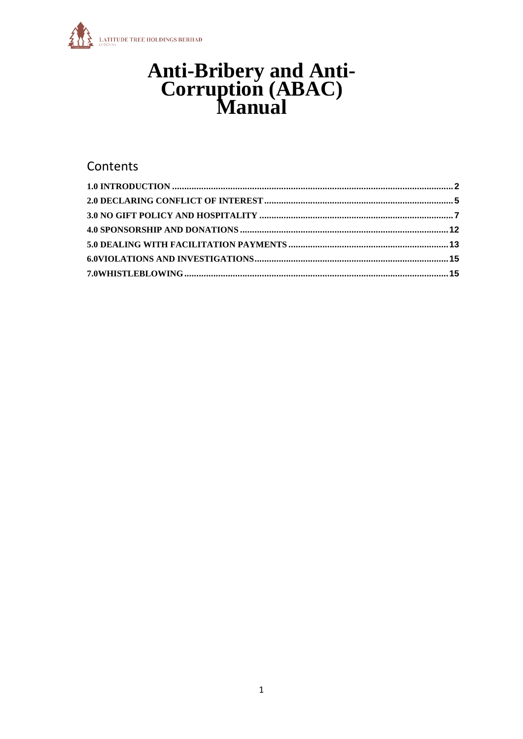# Anti-Bribery and Anti-Corruption (ABAC) Manual

## Contents

1.0 INTRODUCTION .......... 2
2.0 DECLARING CONFLICT OF INTEREST .......... 5
3.0 NO GIFT POLICY AND HOSPITALITY .......... 7
4.0 SPONSORSHIP AND DONATIONS .......... 12
5.0 DEALING WITH FACILITATION PAYMENTS .......... 13
6.0VIOLATIONS AND INVESTIGATIONS .......... 15
7.0WHISTLEBLOWING .......... 15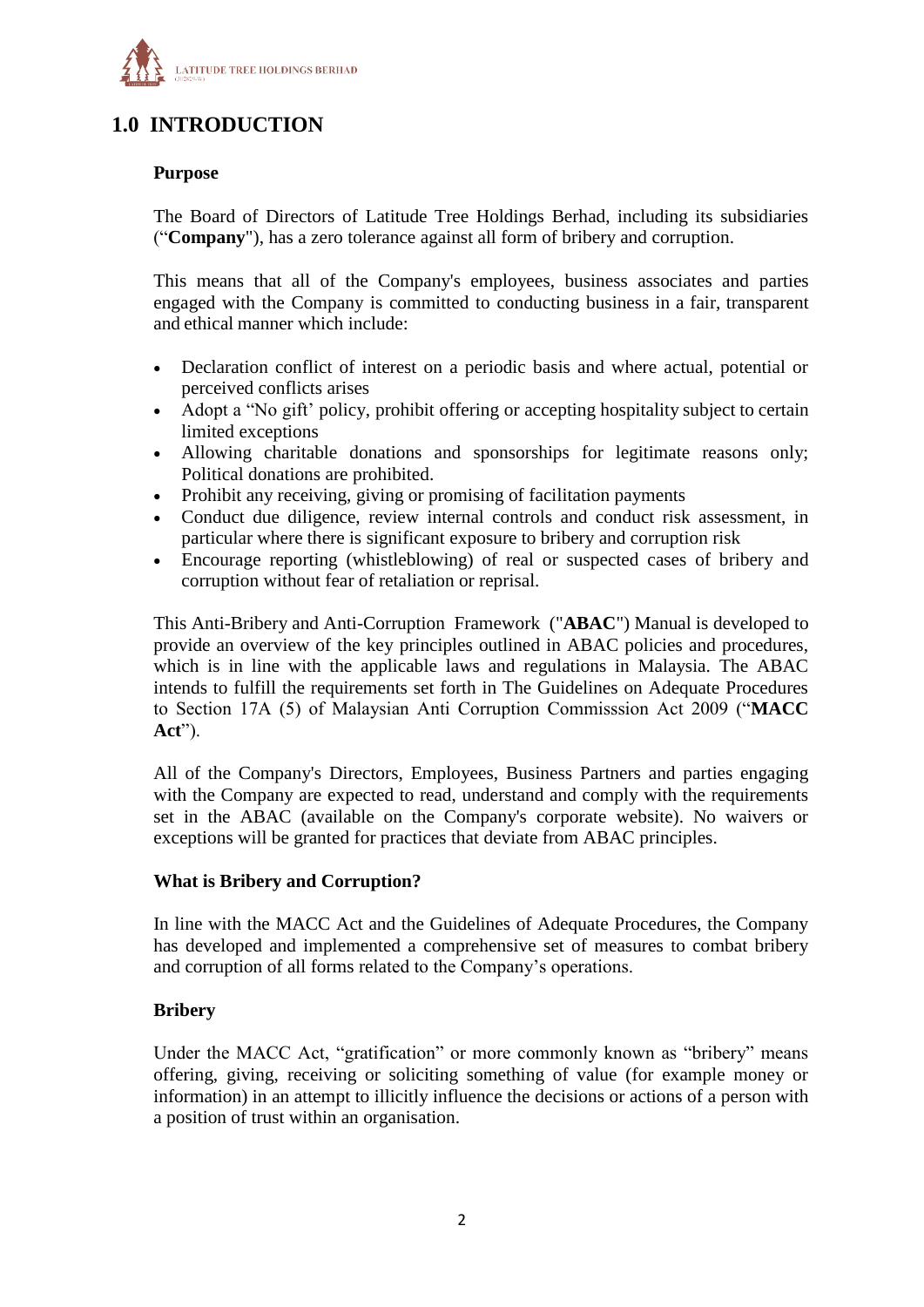# 1.0 INTRODUCTION

### Purpose

The Board of Directors of Latitude Tree Holdings Berhad, including its subsidiaries ("**Company**"), has a zero tolerance against all form of bribery and corruption.

This means that all of the Company's employees, business associates and parties engaged with the Company is committed to conducting business in a fair, transparent and ethical manner which include:

- Declaration conflict of interest on a periodic basis and where actual, potential or perceived conflicts arises
- Adopt a "No gift' policy, prohibit offering or accepting hospitality subject to certain limited exceptions
- Allowing charitable donations and sponsorships for legitimate reasons only; Political donations are prohibited.
- Prohibit any receiving, giving or promising of facilitation payments
- Conduct due diligence, review internal controls and conduct risk assessment, in particular where there is significant exposure to bribery and corruption risk
- Encourage reporting (whistleblowing) of real or suspected cases of bribery and corruption without fear of retaliation or reprisal.

This Anti-Bribery and Anti-Corruption Framework ("**ABAC**") Manual is developed to provide an overview of the key principles outlined in ABAC policies and procedures, which is in line with the applicable laws and regulations in Malaysia. The ABAC intends to fulfill the requirements set forth in The Guidelines on Adequate Procedures to Section 17A (5) of Malaysian Anti Corruption Commisssion Act 2009 ("**MACC Act**").

All of the Company's Directors, Employees, Business Partners and parties engaging with the Company are expected to read, understand and comply with the requirements set in the ABAC (available on the Company's corporate website). No waivers or exceptions will be granted for practices that deviate from ABAC principles.

### What is Bribery and Corruption?

In line with the MACC Act and the Guidelines of Adequate Procedures, the Company has developed and implemented a comprehensive set of measures to combat bribery and corruption of all forms related to the Company's operations.

### Bribery

Under the MACC Act, "gratification" or more commonly known as "bribery" means offering, giving, receiving or soliciting something of value (for example money or information) in an attempt to illicitly influence the decisions or actions of a person with a position of trust within an organisation.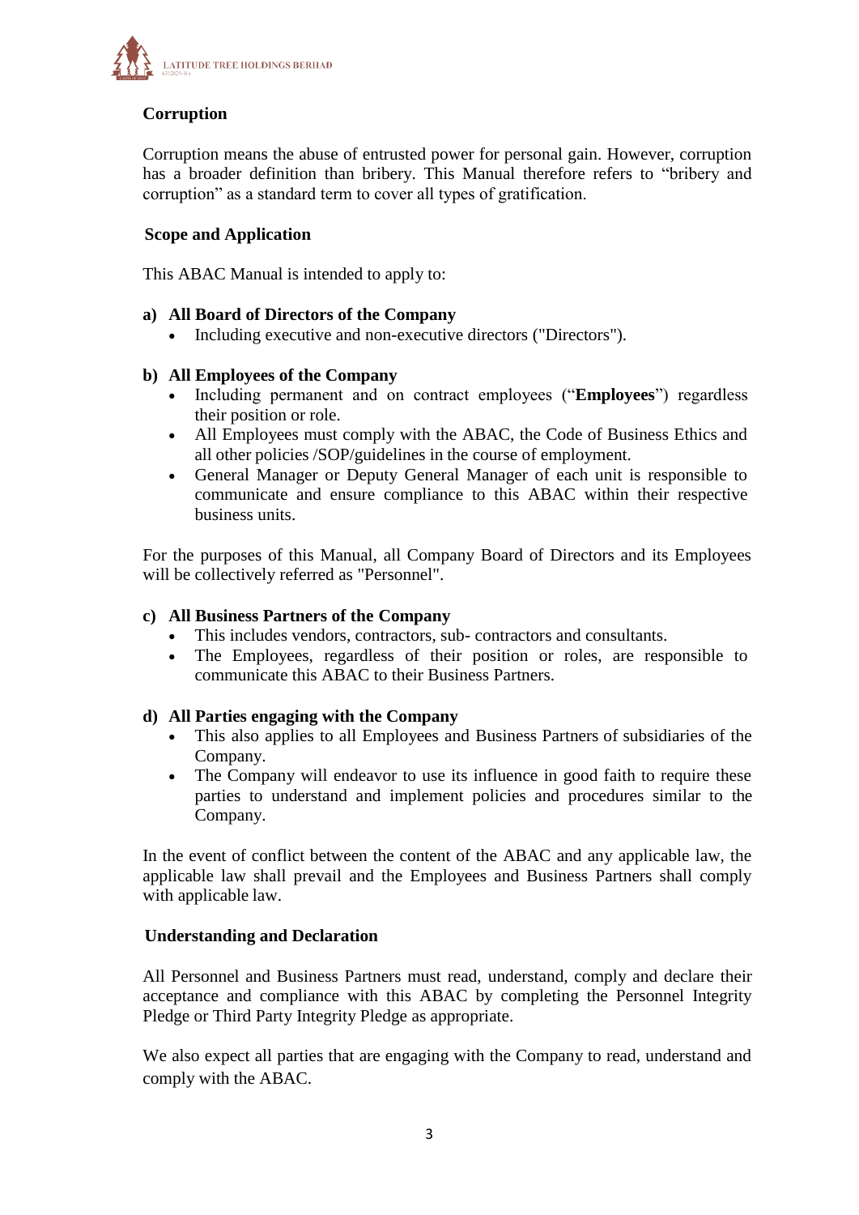## Corruption

Corruption means the abuse of entrusted power for personal gain. However, corruption has a broader definition than bribery. This Manual therefore refers to "bribery and corruption" as a standard term to cover all types of gratification.

## Scope and Application

This ABAC Manual is intended to apply to:

**a) All Board of Directors of the Company**

- Including executive and non-executive directors ("Directors").

**b) All Employees of the Company**

- Including permanent and on contract employees ("**Employees**") regardless their position or role.
- All Employees must comply with the ABAC, the Code of Business Ethics and all other policies /SOP/guidelines in the course of employment.
- General Manager or Deputy General Manager of each unit is responsible to communicate and ensure compliance to this ABAC within their respective business units.

For the purposes of this Manual, all Company Board of Directors and its Employees will be collectively referred as "Personnel".

**c) All Business Partners of the Company**

- This includes vendors, contractors, sub- contractors and consultants.
- The Employees, regardless of their position or roles, are responsible to communicate this ABAC to their Business Partners.

**d) All Parties engaging with the Company**

- This also applies to all Employees and Business Partners of subsidiaries of the Company.
- The Company will endeavor to use its influence in good faith to require these parties to understand and implement policies and procedures similar to the Company.

In the event of conflict between the content of the ABAC and any applicable law, the applicable law shall prevail and the Employees and Business Partners shall comply with applicable law.

## Understanding and Declaration

All Personnel and Business Partners must read, understand, comply and declare their acceptance and compliance with this ABAC by completing the Personnel Integrity Pledge or Third Party Integrity Pledge as appropriate.

We also expect all parties that are engaging with the Company to read, understand and comply with the ABAC.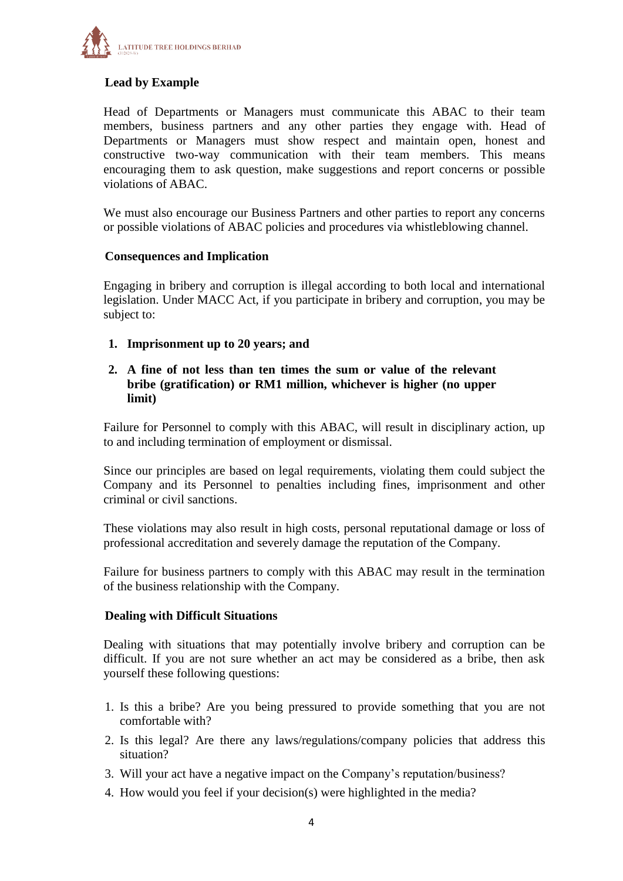## Lead by Example

Head of Departments or Managers must communicate this ABAC to their team members, business partners and any other parties they engage with. Head of Departments or Managers must show respect and maintain open, honest and constructive two-way communication with their team members. This means encouraging them to ask question, make suggestions and report concerns or possible violations of ABAC.

We must also encourage our Business Partners and other parties to report any concerns or possible violations of ABAC policies and procedures via whistleblowing channel.

## Consequences and Implication

Engaging in bribery and corruption is illegal according to both local and international legislation. Under MACC Act, if you participate in bribery and corruption, you may be subject to:

1. **Imprisonment up to 20 years; and**
2. **A fine of not less than ten times the sum or value of the relevant bribe (gratification) or RM1 million, whichever is higher (no upper limit)**

Failure for Personnel to comply with this ABAC, will result in disciplinary action, up to and including termination of employment or dismissal.

Since our principles are based on legal requirements, violating them could subject the Company and its Personnel to penalties including fines, imprisonment and other criminal or civil sanctions.

These violations may also result in high costs, personal reputational damage or loss of professional accreditation and severely damage the reputation of the Company.

Failure for business partners to comply with this ABAC may result in the termination of the business relationship with the Company.

## Dealing with Difficult Situations

Dealing with situations that may potentially involve bribery and corruption can be difficult. If you are not sure whether an act may be considered as a bribe, then ask yourself these following questions:

1. Is this a bribe? Are you being pressured to provide something that you are not comfortable with?
2. Is this legal? Are there any laws/regulations/company policies that address this situation?
3. Will your act have a negative impact on the Company's reputation/business?
4. How would you feel if your decision(s) were highlighted in the media?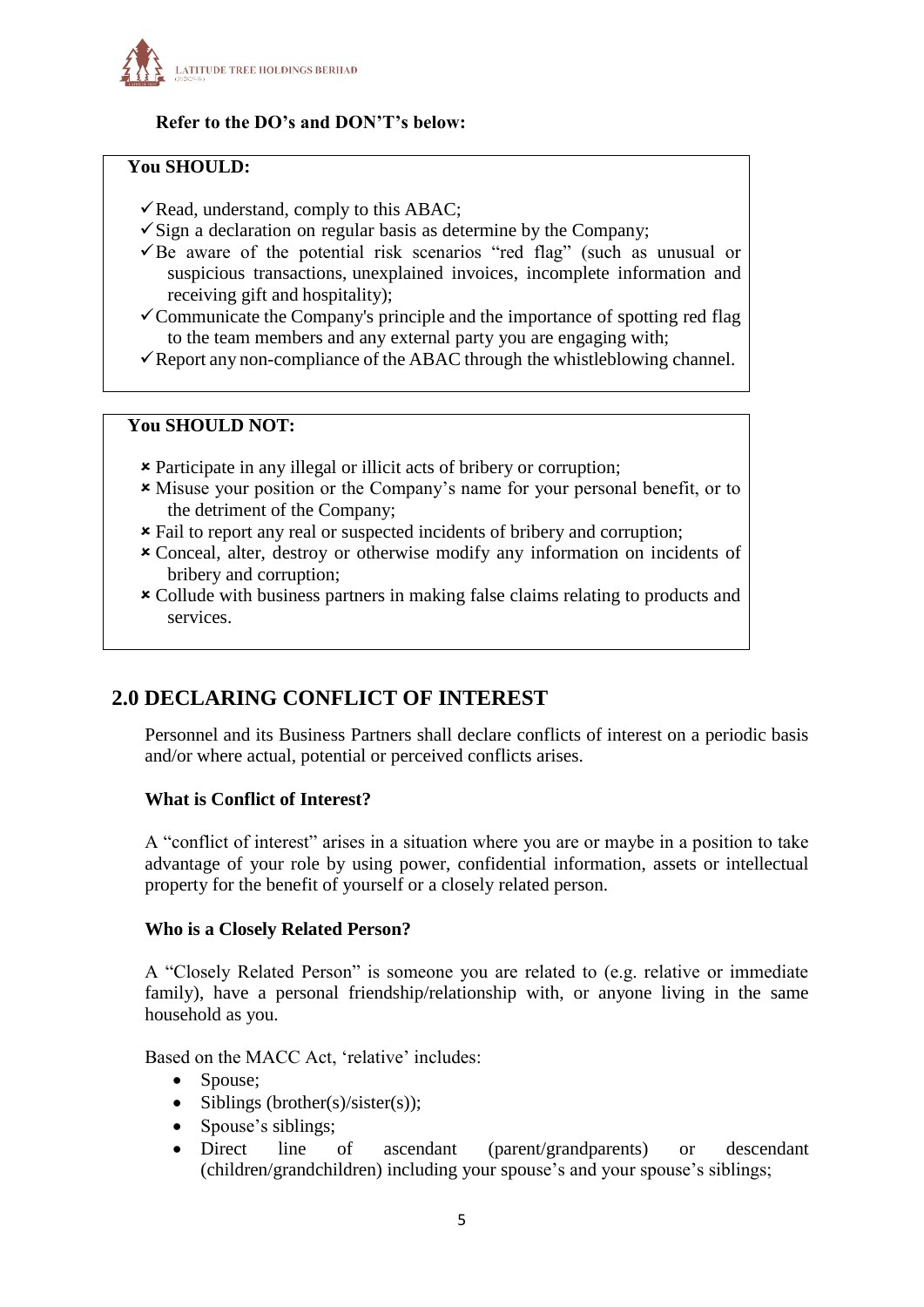**Refer to the DO's and DON'T's below:**

**You SHOULD:**

- ✓ Read, understand, comply to this ABAC;
- ✓ Sign a declaration on regular basis as determine by the Company;
- ✓ Be aware of the potential risk scenarios "red flag" (such as unusual or suspicious transactions, unexplained invoices, incomplete information and receiving gift and hospitality);
- ✓ Communicate the Company's principle and the importance of spotting red flag to the team members and any external party you are engaging with;
- ✓ Report any non-compliance of the ABAC through the whistleblowing channel.

**You SHOULD NOT:**

- ✗ Participate in any illegal or illicit acts of bribery or corruption;
- ✗ Misuse your position or the Company's name for your personal benefit, or to the detriment of the Company;
- ✗ Fail to report any real or suspected incidents of bribery and corruption;
- ✗ Conceal, alter, destroy or otherwise modify any information on incidents of bribery and corruption;
- ✗ Collude with business partners in making false claims relating to products and services.

## 2.0 DECLARING CONFLICT OF INTEREST

Personnel and its Business Partners shall declare conflicts of interest on a periodic basis and/or where actual, potential or perceived conflicts arises.

**What is Conflict of Interest?**

A "conflict of interest" arises in a situation where you are or maybe in a position to take advantage of your role by using power, confidential information, assets or intellectual property for the benefit of yourself or a closely related person.

**Who is a Closely Related Person?**

A "Closely Related Person" is someone you are related to (e.g. relative or immediate family), have a personal friendship/relationship with, or anyone living in the same household as you.

Based on the MACC Act, 'relative' includes:

- Spouse;
- Siblings (brother(s)/sister(s));
- Spouse's siblings;
- Direct line of ascendant (parent/grandparents) or descendant (children/grandchildren) including your spouse's and your spouse's siblings;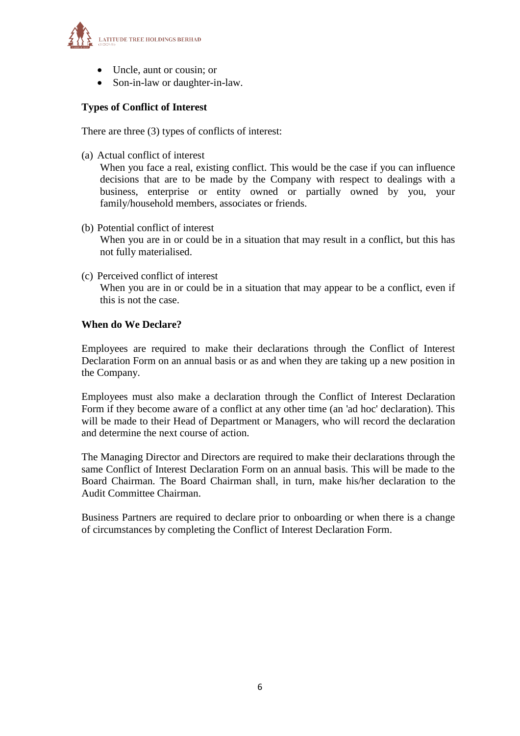- Uncle, aunt or cousin; or
- Son-in-law or daughter-in-law.

**Types of Conflict of Interest**

There are three (3) types of conflicts of interest:

(a) Actual conflict of interest
When you face a real, existing conflict. This would be the case if you can influence decisions that are to be made by the Company with respect to dealings with a business, enterprise or entity owned or partially owned by you, your family/household members, associates or friends.

(b) Potential conflict of interest
When you are in or could be in a situation that may result in a conflict, but this has not fully materialised.

(c) Perceived conflict of interest
When you are in or could be in a situation that may appear to be a conflict, even if this is not the case.

**When do We Declare?**

Employees are required to make their declarations through the Conflict of Interest Declaration Form on an annual basis or as and when they are taking up a new position in the Company.

Employees must also make a declaration through the Conflict of Interest Declaration Form if they become aware of a conflict at any other time (an 'ad hoc' declaration). This will be made to their Head of Department or Managers, who will record the declaration and determine the next course of action.

The Managing Director and Directors are required to make their declarations through the same Conflict of Interest Declaration Form on an annual basis. This will be made to the Board Chairman. The Board Chairman shall, in turn, make his/her declaration to the Audit Committee Chairman.

Business Partners are required to declare prior to onboarding or when there is a change of circumstances by completing the Conflict of Interest Declaration Form.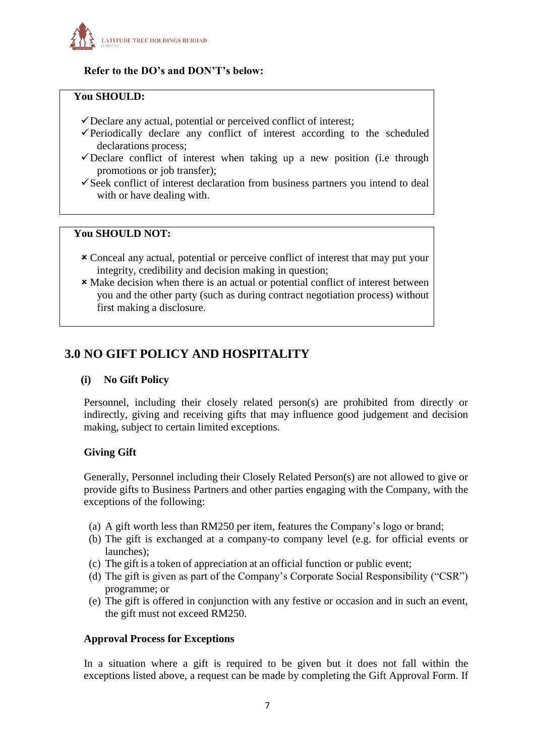**Refer to the DO's and DON'T's below:**

**You SHOULD:**

- ✓ Declare any actual, potential or perceived conflict of interest;
- ✓ Periodically declare any conflict of interest according to the scheduled declarations process;
- ✓ Declare conflict of interest when taking up a new position (i.e through promotions or job transfer);
- ✓ Seek conflict of interest declaration from business partners you intend to deal with or have dealing with.

**You SHOULD NOT:**

- ✗ Conceal any actual, potential or perceive conflict of interest that may put your integrity, credibility and decision making in question;
- ✗ Make decision when there is an actual or potential conflict of interest between you and the other party (such as during contract negotiation process) without first making a disclosure.

## 3.0 NO GIFT POLICY AND HOSPITALITY

### (i) No Gift Policy

Personnel, including their closely related person(s) are prohibited from directly or indirectly, giving and receiving gifts that may influence good judgement and decision making, subject to certain limited exceptions.

**Giving Gift**

Generally, Personnel including their Closely Related Person(s) are not allowed to give or provide gifts to Business Partners and other parties engaging with the Company, with the exceptions of the following:

(a) A gift worth less than RM250 per item, features the Company's logo or brand;
(b) The gift is exchanged at a company-to company level (e.g. for official events or launches);
(c) The gift is a token of appreciation at an official function or public event;
(d) The gift is given as part of the Company's Corporate Social Responsibility ("CSR") programme; or
(e) The gift is offered in conjunction with any festive or occasion and in such an event, the gift must not exceed RM250.

**Approval Process for Exceptions**

In a situation where a gift is required to be given but it does not fall within the exceptions listed above, a request can be made by completing the Gift Approval Form. If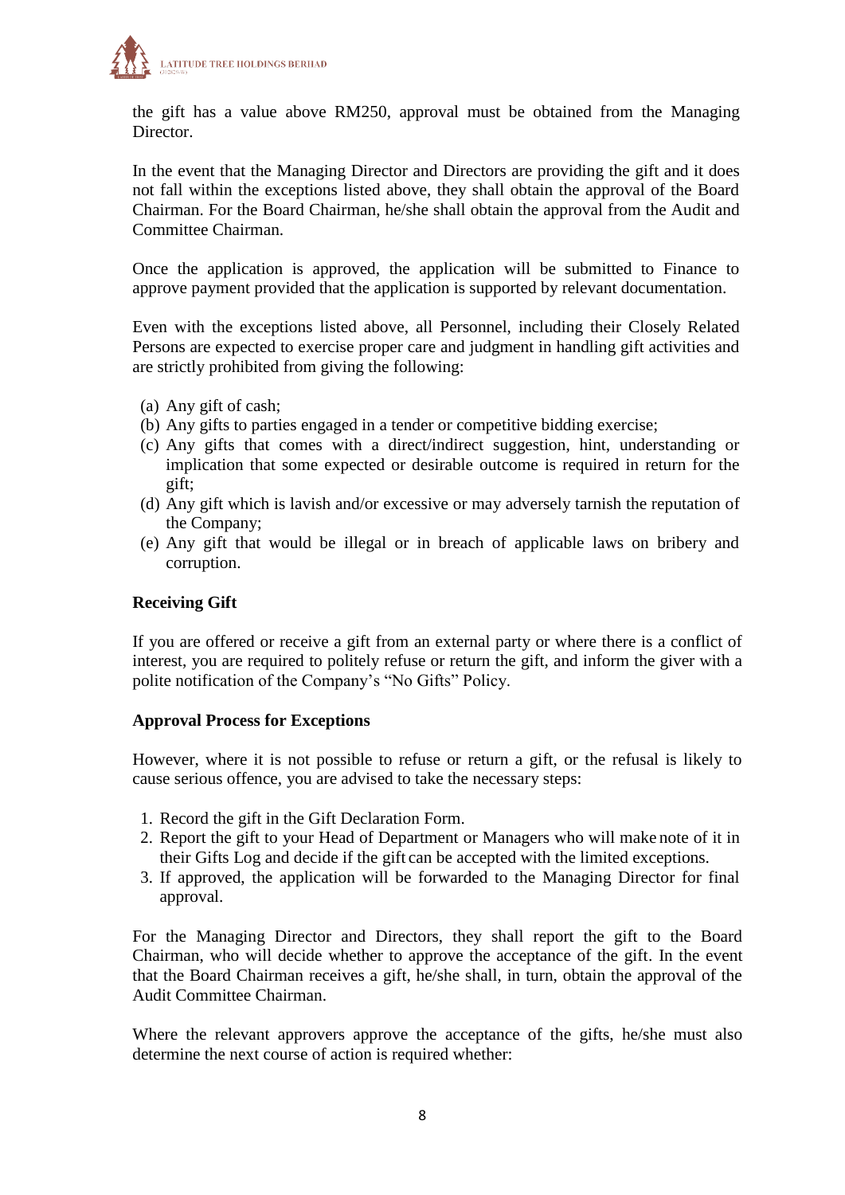the gift has a value above RM250, approval must be obtained from the Managing Director.

In the event that the Managing Director and Directors are providing the gift and it does not fall within the exceptions listed above, they shall obtain the approval of the Board Chairman. For the Board Chairman, he/she shall obtain the approval from the Audit and Committee Chairman.

Once the application is approved, the application will be submitted to Finance to approve payment provided that the application is supported by relevant documentation.

Even with the exceptions listed above, all Personnel, including their Closely Related Persons are expected to exercise proper care and judgment in handling gift activities and are strictly prohibited from giving the following:

(a) Any gift of cash;
(b) Any gifts to parties engaged in a tender or competitive bidding exercise;
(c) Any gifts that comes with a direct/indirect suggestion, hint, understanding or implication that some expected or desirable outcome is required in return for the gift;
(d) Any gift which is lavish and/or excessive or may adversely tarnish the reputation of the Company;
(e) Any gift that would be illegal or in breach of applicable laws on bribery and corruption.

**Receiving Gift**

If you are offered or receive a gift from an external party or where there is a conflict of interest, you are required to politely refuse or return the gift, and inform the giver with a polite notification of the Company's "No Gifts" Policy.

**Approval Process for Exceptions**

However, where it is not possible to refuse or return a gift, or the refusal is likely to cause serious offence, you are advised to take the necessary steps:

1. Record the gift in the Gift Declaration Form.
2. Report the gift to your Head of Department or Managers who will make note of it in their Gifts Log and decide if the gift can be accepted with the limited exceptions.
3. If approved, the application will be forwarded to the Managing Director for final approval.

For the Managing Director and Directors, they shall report the gift to the Board Chairman, who will decide whether to approve the acceptance of the gift. In the event that the Board Chairman receives a gift, he/she shall, in turn, obtain the approval of the Audit Committee Chairman.

Where the relevant approvers approve the acceptance of the gifts, he/she must also determine the next course of action is required whether: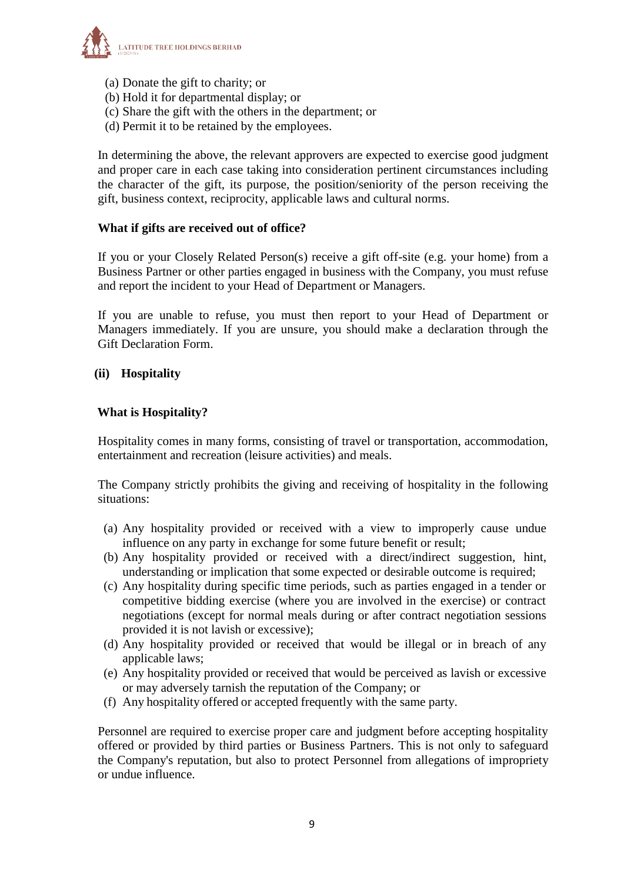(a) Donate the gift to charity; or
(b) Hold it for departmental display; or
(c) Share the gift with the others in the department; or
(d) Permit it to be retained by the employees.

In determining the above, the relevant approvers are expected to exercise good judgment and proper care in each case taking into consideration pertinent circumstances including the character of the gift, its purpose, the position/seniority of the person receiving the gift, business context, reciprocity, applicable laws and cultural norms.

**What if gifts are received out of office?**

If you or your Closely Related Person(s) receive a gift off-site (e.g. your home) from a Business Partner or other parties engaged in business with the Company, you must refuse and report the incident to your Head of Department or Managers.

If you are unable to refuse, you must then report to your Head of Department or Managers immediately. If you are unsure, you should make a declaration through the Gift Declaration Form.

**(ii) Hospitality**

**What is Hospitality?**

Hospitality comes in many forms, consisting of travel or transportation, accommodation, entertainment and recreation (leisure activities) and meals.

The Company strictly prohibits the giving and receiving of hospitality in the following situations:

(a) Any hospitality provided or received with a view to improperly cause undue influence on any party in exchange for some future benefit or result;
(b) Any hospitality provided or received with a direct/indirect suggestion, hint, understanding or implication that some expected or desirable outcome is required;
(c) Any hospitality during specific time periods, such as parties engaged in a tender or competitive bidding exercise (where you are involved in the exercise) or contract negotiations (except for normal meals during or after contract negotiation sessions provided it is not lavish or excessive);
(d) Any hospitality provided or received that would be illegal or in breach of any applicable laws;
(e) Any hospitality provided or received that would be perceived as lavish or excessive or may adversely tarnish the reputation of the Company; or
(f) Any hospitality offered or accepted frequently with the same party.

Personnel are required to exercise proper care and judgment before accepting hospitality offered or provided by third parties or Business Partners. This is not only to safeguard the Company's reputation, but also to protect Personnel from allegations of impropriety or undue influence.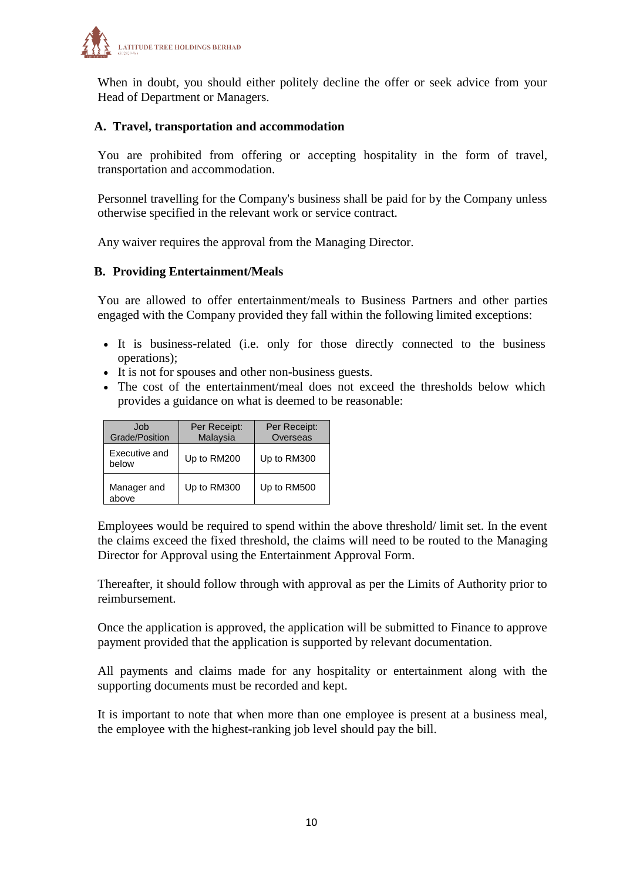When in doubt, you should either politely decline the offer or seek advice from your Head of Department or Managers.

**A. Travel, transportation and accommodation**

You are prohibited from offering or accepting hospitality in the form of travel, transportation and accommodation.

Personnel travelling for the Company's business shall be paid for by the Company unless otherwise specified in the relevant work or service contract.

Any waiver requires the approval from the Managing Director.

**B. Providing Entertainment/Meals**

You are allowed to offer entertainment/meals to Business Partners and other parties engaged with the Company provided they fall within the following limited exceptions:

- It is business-related (i.e. only for those directly connected to the business operations);
- It is not for spouses and other non-business guests.
- The cost of the entertainment/meal does not exceed the thresholds below which provides a guidance on what is deemed to be reasonable:

| Job Grade/Position | Per Receipt: Malaysia | Per Receipt: Overseas |
|---|---|---|
| Executive and below | Up to RM200 | Up to RM300 |
| Manager and above | Up to RM300 | Up to RM500 |

Employees would be required to spend within the above threshold/ limit set. In the event the claims exceed the fixed threshold, the claims will need to be routed to the Managing Director for Approval using the Entertainment Approval Form.

Thereafter, it should follow through with approval as per the Limits of Authority prior to reimbursement.

Once the application is approved, the application will be submitted to Finance to approve payment provided that the application is supported by relevant documentation.

All payments and claims made for any hospitality or entertainment along with the supporting documents must be recorded and kept.

It is important to note that when more than one employee is present at a business meal, the employee with the highest-ranking job level should pay the bill.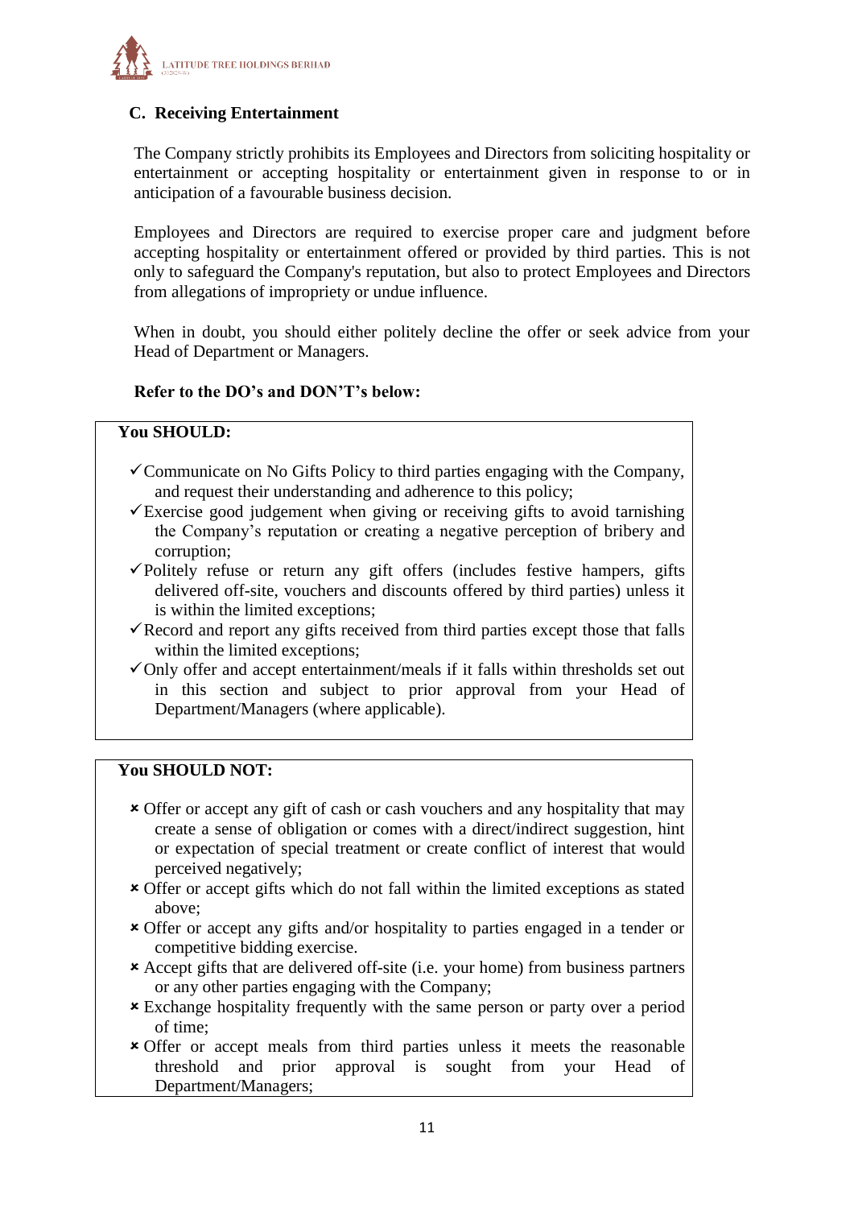### C. Receiving Entertainment

The Company strictly prohibits its Employees and Directors from soliciting hospitality or entertainment or accepting hospitality or entertainment given in response to or in anticipation of a favourable business decision.

Employees and Directors are required to exercise proper care and judgment before accepting hospitality or entertainment offered or provided by third parties. This is not only to safeguard the Company's reputation, but also to protect Employees and Directors from allegations of impropriety or undue influence.

When in doubt, you should either politely decline the offer or seek advice from your Head of Department or Managers.

**Refer to the DO's and DON'T's below:**

**You SHOULD:**

- ✓ Communicate on No Gifts Policy to third parties engaging with the Company, and request their understanding and adherence to this policy;
- ✓ Exercise good judgement when giving or receiving gifts to avoid tarnishing the Company's reputation or creating a negative perception of bribery and corruption;
- ✓ Politely refuse or return any gift offers (includes festive hampers, gifts delivered off-site, vouchers and discounts offered by third parties) unless it is within the limited exceptions;
- ✓ Record and report any gifts received from third parties except those that falls within the limited exceptions;
- ✓ Only offer and accept entertainment/meals if it falls within thresholds set out in this section and subject to prior approval from your Head of Department/Managers (where applicable).

**You SHOULD NOT:**

- × Offer or accept any gift of cash or cash vouchers and any hospitality that may create a sense of obligation or comes with a direct/indirect suggestion, hint or expectation of special treatment or create conflict of interest that would perceived negatively;
- × Offer or accept gifts which do not fall within the limited exceptions as stated above;
- × Offer or accept any gifts and/or hospitality to parties engaged in a tender or competitive bidding exercise.
- × Accept gifts that are delivered off-site (i.e. your home) from business partners or any other parties engaging with the Company;
- × Exchange hospitality frequently with the same person or party over a period of time;
- × Offer or accept meals from third parties unless it meets the reasonable threshold and prior approval is sought from your Head of Department/Managers;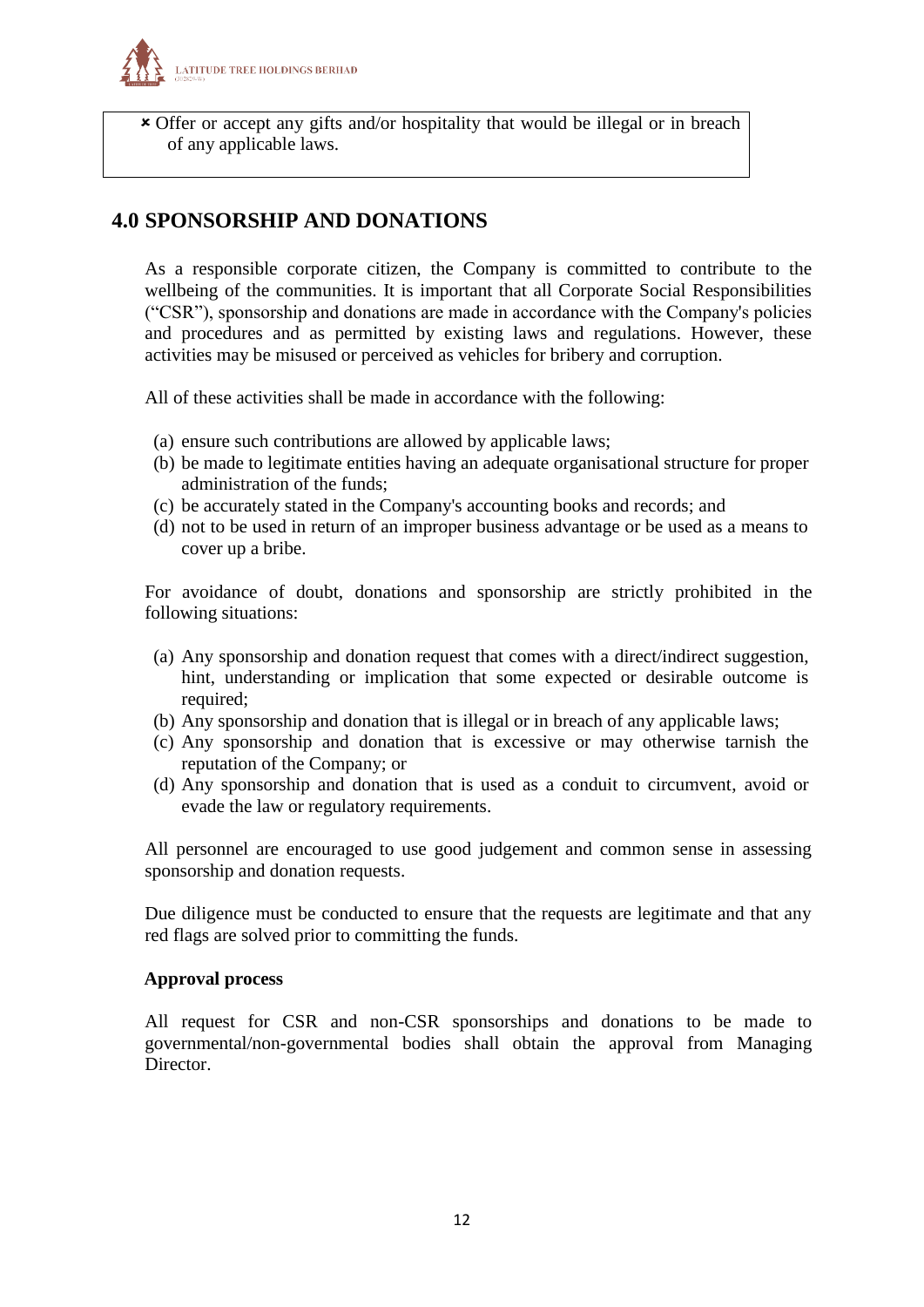✗ Offer or accept any gifts and/or hospitality that would be illegal or in breach of any applicable laws.

## 4.0 SPONSORSHIP AND DONATIONS

As a responsible corporate citizen, the Company is committed to contribute to the wellbeing of the communities. It is important that all Corporate Social Responsibilities ("CSR"), sponsorship and donations are made in accordance with the Company's policies and procedures and as permitted by existing laws and regulations. However, these activities may be misused or perceived as vehicles for bribery and corruption.

All of these activities shall be made in accordance with the following:

(a) ensure such contributions are allowed by applicable laws;
(b) be made to legitimate entities having an adequate organisational structure for proper administration of the funds;
(c) be accurately stated in the Company's accounting books and records; and
(d) not to be used in return of an improper business advantage or be used as a means to cover up a bribe.

For avoidance of doubt, donations and sponsorship are strictly prohibited in the following situations:

(a) Any sponsorship and donation request that comes with a direct/indirect suggestion, hint, understanding or implication that some expected or desirable outcome is required;
(b) Any sponsorship and donation that is illegal or in breach of any applicable laws;
(c) Any sponsorship and donation that is excessive or may otherwise tarnish the reputation of the Company; or
(d) Any sponsorship and donation that is used as a conduit to circumvent, avoid or evade the law or regulatory requirements.

All personnel are encouraged to use good judgement and common sense in assessing sponsorship and donation requests.

Due diligence must be conducted to ensure that the requests are legitimate and that any red flags are solved prior to committing the funds.

**Approval process**

All request for CSR and non-CSR sponsorships and donations to be made to governmental/non-governmental bodies shall obtain the approval from Managing Director.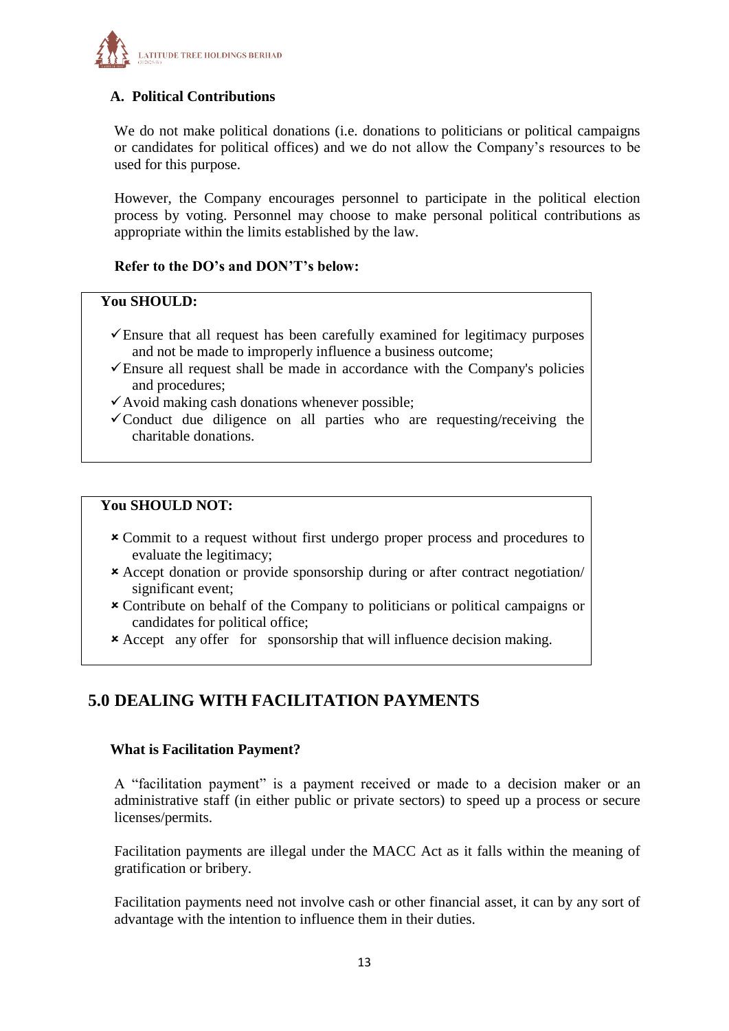### A. Political Contributions

We do not make political donations (i.e. donations to politicians or political campaigns or candidates for political offices) and we do not allow the Company's resources to be used for this purpose.

However, the Company encourages personnel to participate in the political election process by voting. Personnel may choose to make personal political contributions as appropriate within the limits established by the law.

**Refer to the DO's and DON'T's below:**

**You SHOULD:**

- ✓Ensure that all request has been carefully examined for legitimacy purposes and not be made to improperly influence a business outcome;
- ✓Ensure all request shall be made in accordance with the Company's policies and procedures;
- ✓Avoid making cash donations whenever possible;
- ✓Conduct due diligence on all parties who are requesting/receiving the charitable donations.

**You SHOULD NOT:**

- ✗ Commit to a request without first undergo proper process and procedures to evaluate the legitimacy;
- ✗ Accept donation or provide sponsorship during or after contract negotiation/ significant event;
- ✗ Contribute on behalf of the Company to politicians or political campaigns or candidates for political office;
- ✗ Accept any offer for sponsorship that will influence decision making.

## 5.0 DEALING WITH FACILITATION PAYMENTS

### What is Facilitation Payment?

A "facilitation payment" is a payment received or made to a decision maker or an administrative staff (in either public or private sectors) to speed up a process or secure licenses/permits.

Facilitation payments are illegal under the MACC Act as it falls within the meaning of gratification or bribery.

Facilitation payments need not involve cash or other financial asset, it can by any sort of advantage with the intention to influence them in their duties.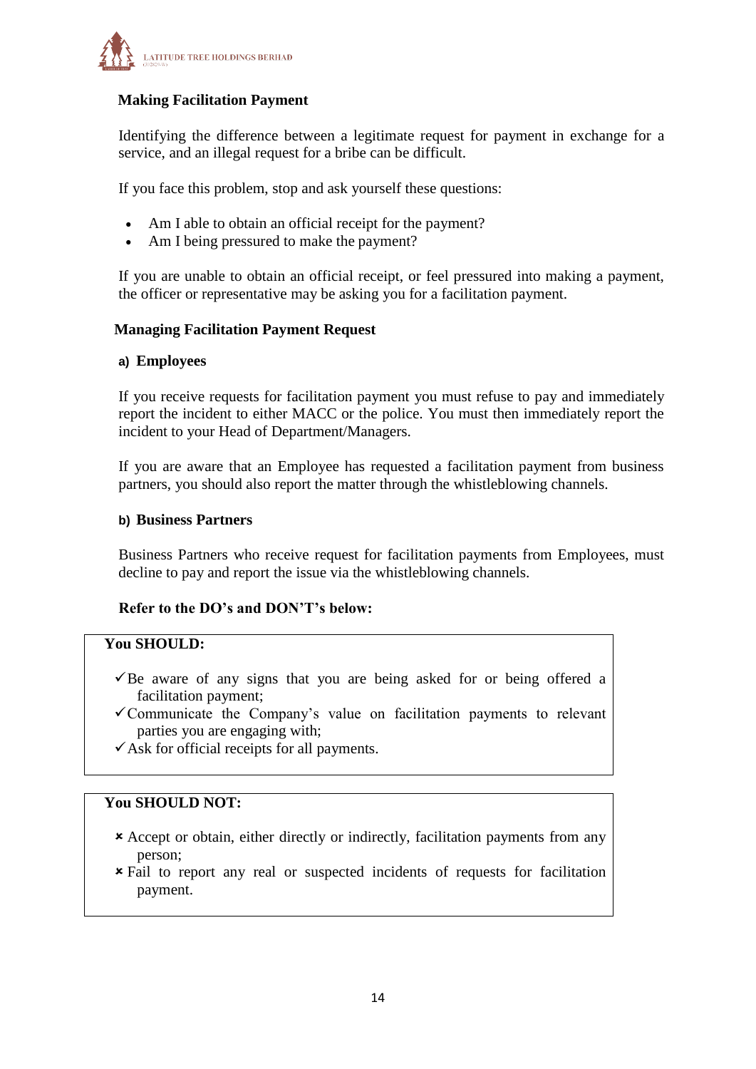**Making Facilitation Payment**

Identifying the difference between a legitimate request for payment in exchange for a service, and an illegal request for a bribe can be difficult.

If you face this problem, stop and ask yourself these questions:

- Am I able to obtain an official receipt for the payment?
- Am I being pressured to make the payment?

If you are unable to obtain an official receipt, or feel pressured into making a payment, the officer or representative may be asking you for a facilitation payment.

**Managing Facilitation Payment Request**

**a) Employees**

If you receive requests for facilitation payment you must refuse to pay and immediately report the incident to either MACC or the police. You must then immediately report the incident to your Head of Department/Managers.

If you are aware that an Employee has requested a facilitation payment from business partners, you should also report the matter through the whistleblowing channels.

**b) Business Partners**

Business Partners who receive request for facilitation payments from Employees, must decline to pay and report the issue via the whistleblowing channels.

**Refer to the DO's and DON'T's below:**

**You SHOULD:**

✓ Be aware of any signs that you are being asked for or being offered a facilitation payment;
✓ Communicate the Company's value on facilitation payments to relevant parties you are engaging with;
✓ Ask for official receipts for all payments.

**You SHOULD NOT:**

✗ Accept or obtain, either directly or indirectly, facilitation payments from any person;
✗ Fail to report any real or suspected incidents of requests for facilitation payment.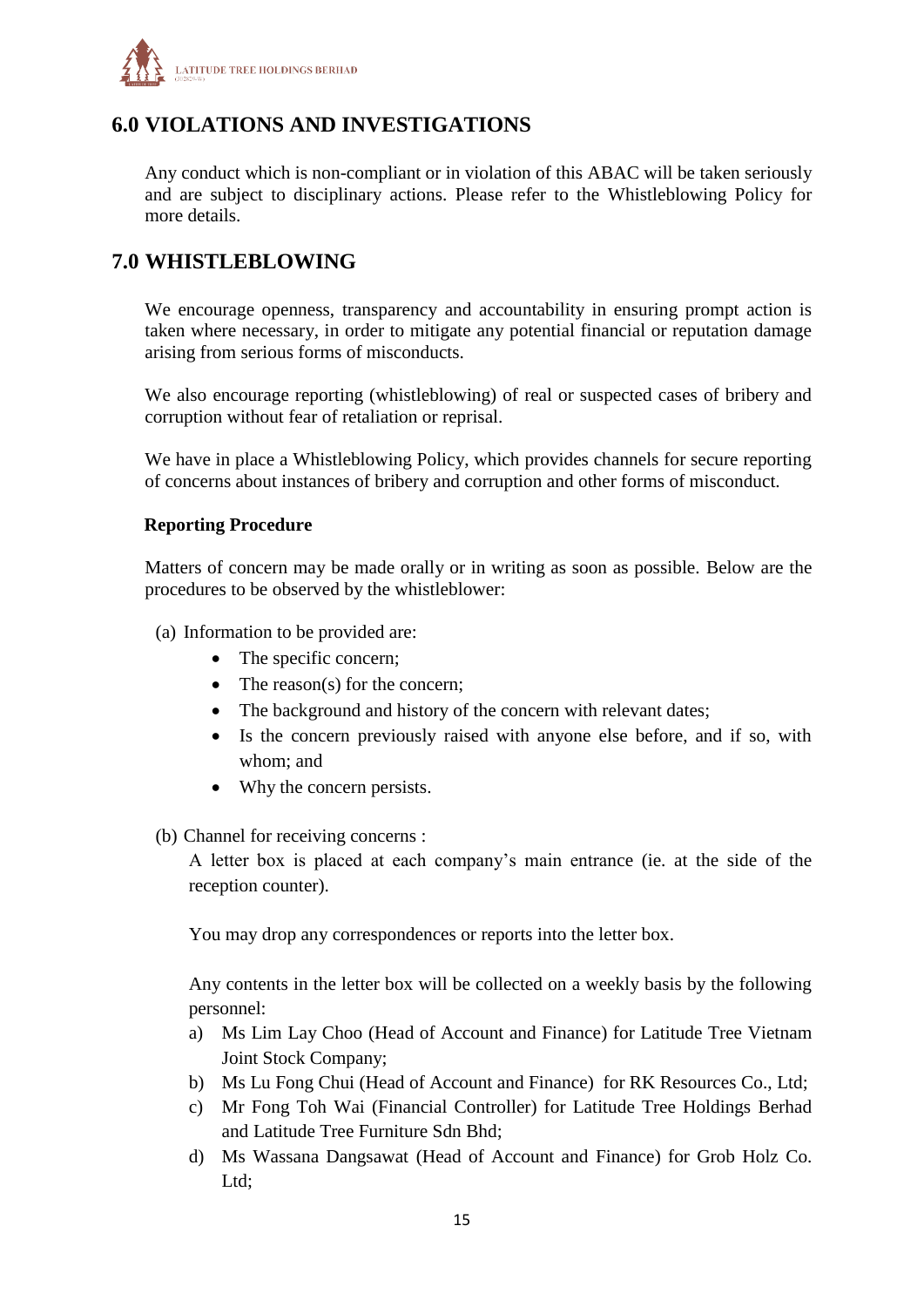## 6.0 VIOLATIONS AND INVESTIGATIONS

Any conduct which is non-compliant or in violation of this ABAC will be taken seriously and are subject to disciplinary actions. Please refer to the Whistleblowing Policy for more details.

## 7.0 WHISTLEBLOWING

We encourage openness, transparency and accountability in ensuring prompt action is taken where necessary, in order to mitigate any potential financial or reputation damage arising from serious forms of misconducts.

We also encourage reporting (whistleblowing) of real or suspected cases of bribery and corruption without fear of retaliation or reprisal.

We have in place a Whistleblowing Policy, which provides channels for secure reporting of concerns about instances of bribery and corruption and other forms of misconduct.

**Reporting Procedure**

Matters of concern may be made orally or in writing as soon as possible. Below are the procedures to be observed by the whistleblower:

(a) Information to be provided are:

- The specific concern;
- The reason(s) for the concern;
- The background and history of the concern with relevant dates;
- Is the concern previously raised with anyone else before, and if so, with whom; and
- Why the concern persists.

(b) Channel for receiving concerns :

A letter box is placed at each company's main entrance (ie. at the side of the reception counter).

You may drop any correspondences or reports into the letter box.

Any contents in the letter box will be collected on a weekly basis by the following personnel:

a) Ms Lim Lay Choo (Head of Account and Finance) for Latitude Tree Vietnam Joint Stock Company;
b) Ms Lu Fong Chui (Head of Account and Finance) for RK Resources Co., Ltd;
c) Mr Fong Toh Wai (Financial Controller) for Latitude Tree Holdings Berhad and Latitude Tree Furniture Sdn Bhd;
d) Ms Wassana Dangsawat (Head of Account and Finance) for Grob Holz Co. Ltd;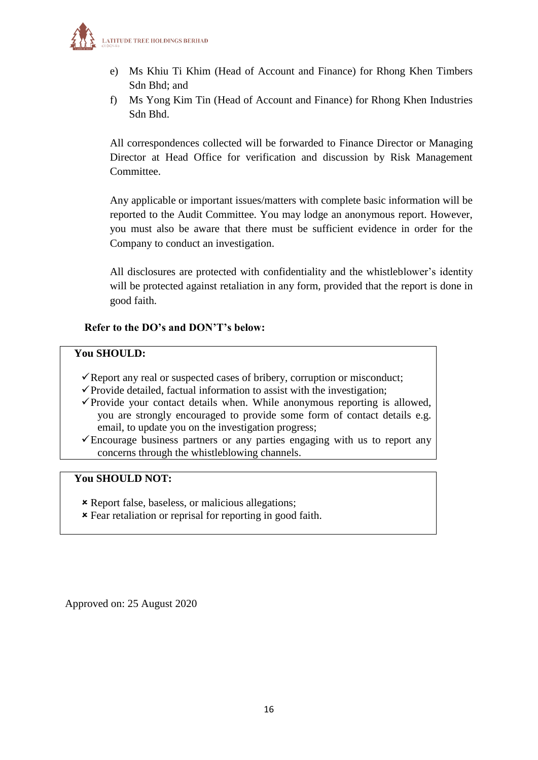e) Ms Khiu Ti Khim (Head of Account and Finance) for Rhong Khen Timbers Sdn Bhd; and

f) Ms Yong Kim Tin (Head of Account and Finance) for Rhong Khen Industries Sdn Bhd.

All correspondences collected will be forwarded to Finance Director or Managing Director at Head Office for verification and discussion by Risk Management Committee.

Any applicable or important issues/matters with complete basic information will be reported to the Audit Committee. You may lodge an anonymous report. However, you must also be aware that there must be sufficient evidence in order for the Company to conduct an investigation.

All disclosures are protected with confidentiality and the whistleblower's identity will be protected against retaliation in any form, provided that the report is done in good faith.

**Refer to the DO's and DON'T's below:**

**You SHOULD:**

- ✓ Report any real or suspected cases of bribery, corruption or misconduct;
- ✓ Provide detailed, factual information to assist with the investigation;
- ✓ Provide your contact details when. While anonymous reporting is allowed, you are strongly encouraged to provide some form of contact details e.g. email, to update you on the investigation progress;
- ✓ Encourage business partners or any parties engaging with us to report any concerns through the whistleblowing channels.

**You SHOULD NOT:**

- ✗ Report false, baseless, or malicious allegations;
- ✗ Fear retaliation or reprisal for reporting in good faith.

Approved on: 25 August 2020